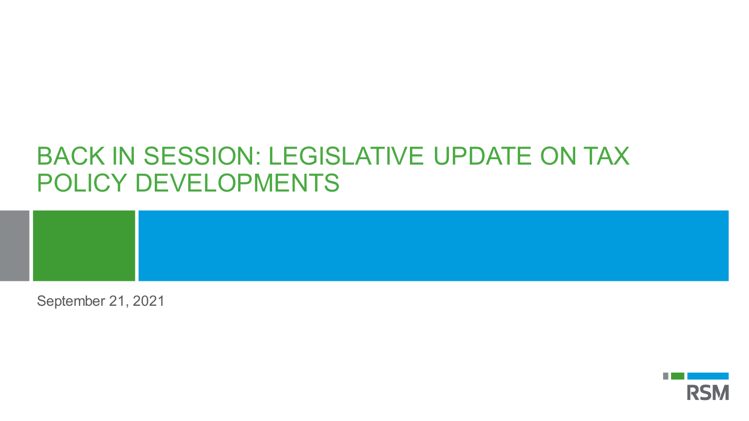# BACK IN SESSION: LEGISLATIVE UPDATE ON TAX POLICY DEVELOPMENTS

September 21, 2021

RSM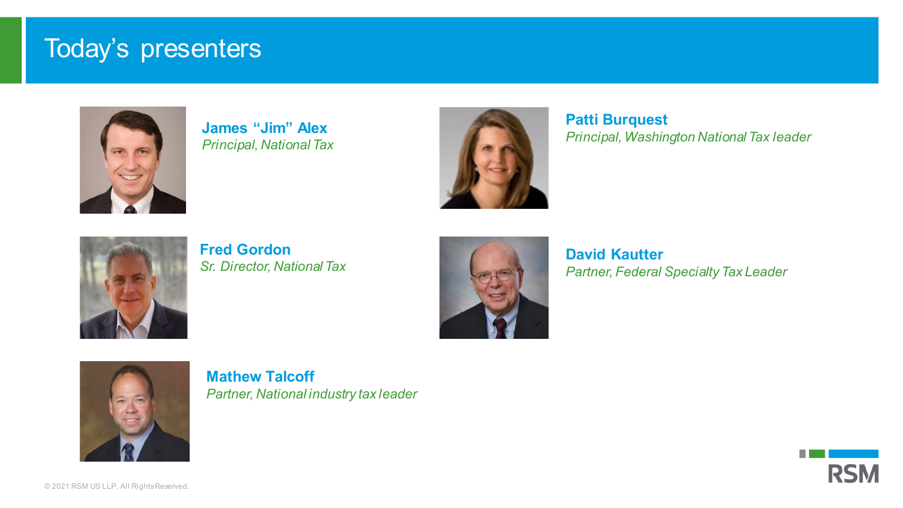# Today's presenters

**James "Jim" Alex**
*Principal, National Tax*

**Patti Burquest**
*Principal, Washington National Tax leader*

**Fred Gordon**
*Sr. Director, National Tax*

**David Kautter**
*Partner, Federal Specialty Tax Leader*

**Mathew Talcoff**
*Partner, National industry tax leader*

© 2021 RSM US LLP. All Rights Reserved.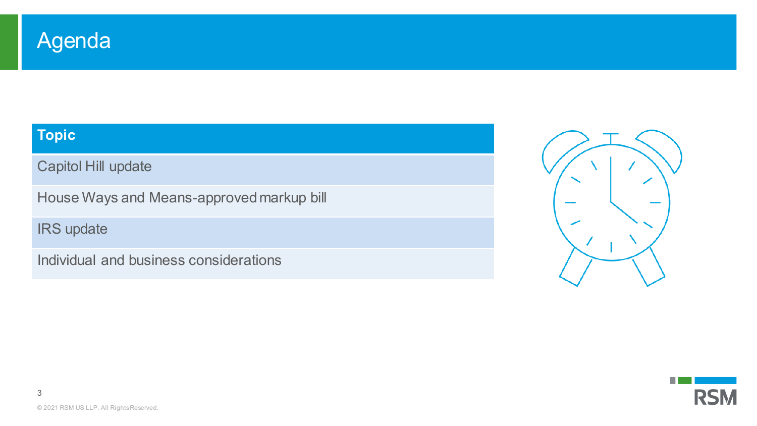# Agenda

| Topic |
| --- |
| Capitol Hill update |
| House Ways and Means-approved markup bill |
| IRS update |
| Individual and business considerations |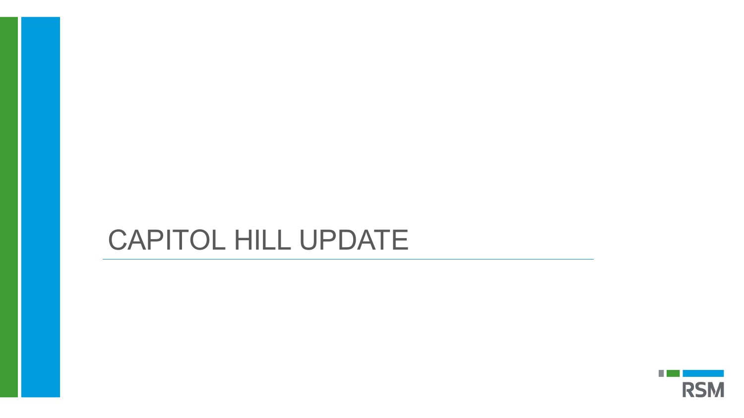# CAPITOL HILL UPDATE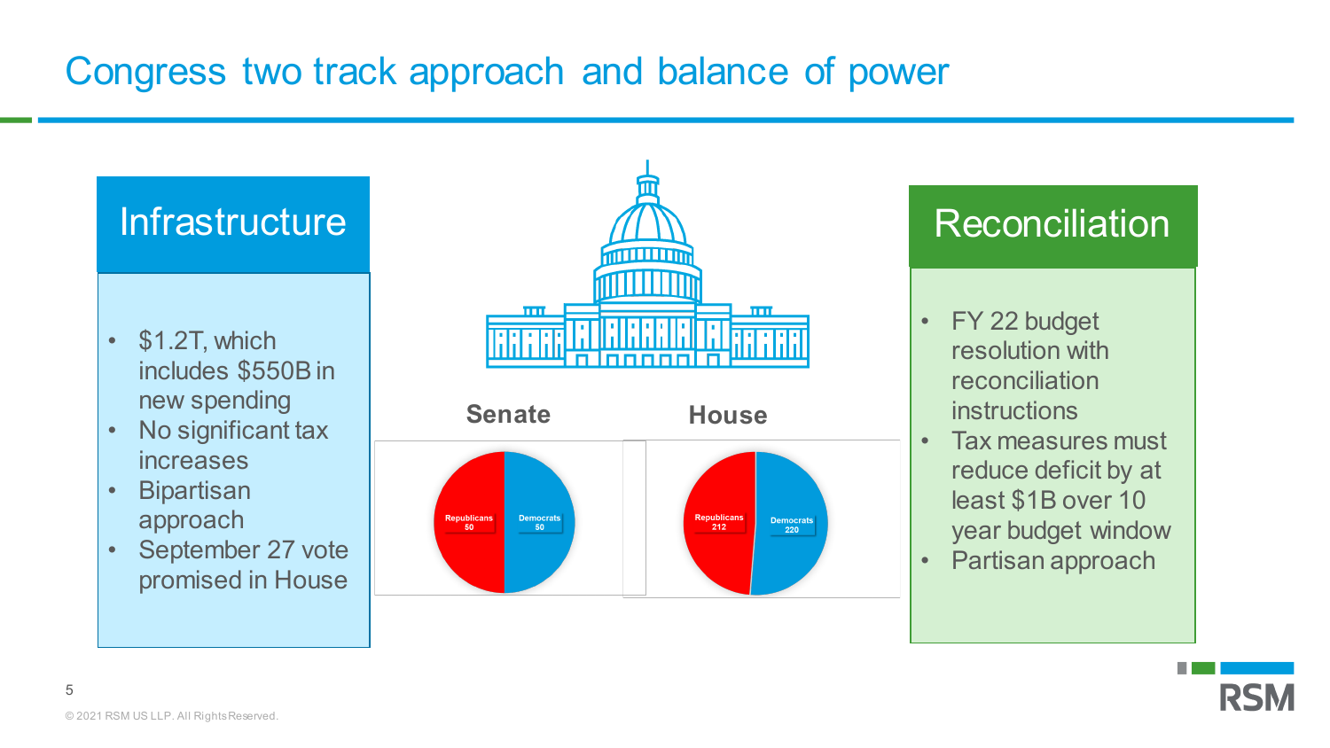# Congress two track approach and balance of power

## Infrastructure

- $1.2T, which includes $550B in new spending
- No significant tax increases
- Bipartisan approach
- September 27 vote promised in House

### Senate

Republicans 50
Democrats 50

### House

Republicans 212
Democrats 220

## Reconciliation

- FY 22 budget resolution with reconciliation instructions
- Tax measures must reduce deficit by at least $1B over 10 year budget window
- Partisan approach

© 2021 RSM US LLP. All Rights Reserved.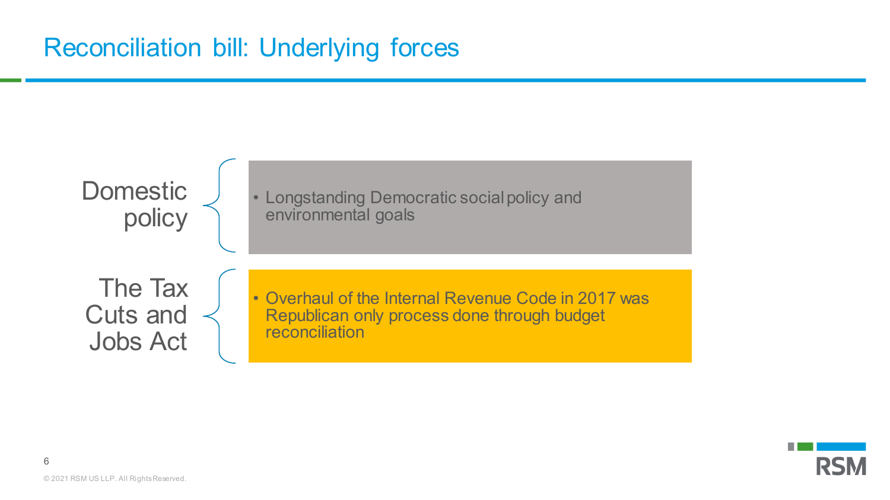# Reconciliation bill: Underlying forces

**Domestic policy**

- Longstanding Democratic social policy and environmental goals

**The Tax Cuts and Jobs Act**

- Overhaul of the Internal Revenue Code in 2017 was Republican only process done through budget reconciliation

© 2021 RSM US LLP. All Rights Reserved.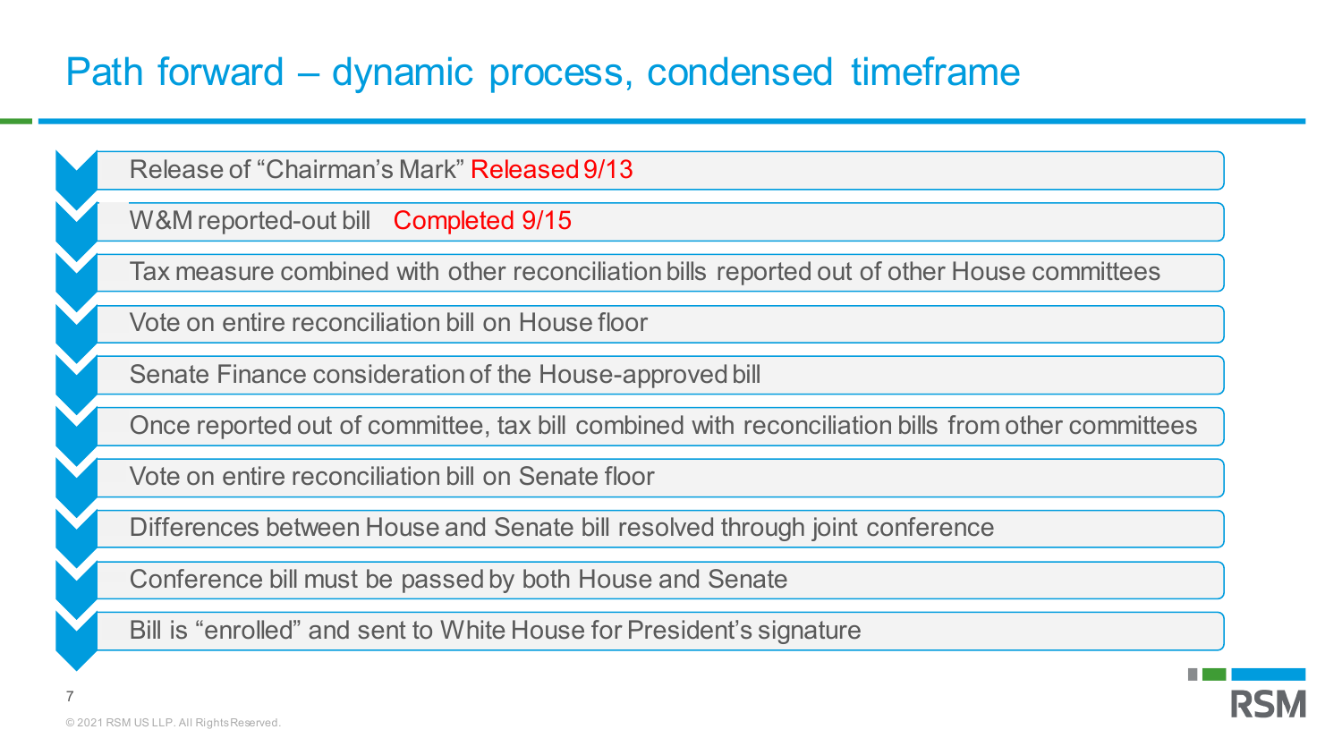# Path forward – dynamic process, condensed timeframe

- Release of "Chairman's Mark" Released 9/13
- W&M reported-out bill Completed 9/15
- Tax measure combined with other reconciliation bills reported out of other House committees
- Vote on entire reconciliation bill on House floor
- Senate Finance consideration of the House-approved bill
- Once reported out of committee, tax bill combined with reconciliation bills from other committees
- Vote on entire reconciliation bill on Senate floor
- Differences between House and Senate bill resolved through joint conference
- Conference bill must be passed by both House and Senate
- Bill is "enrolled" and sent to White House for President's signature

© 2021 RSM US LLP. All Rights Reserved.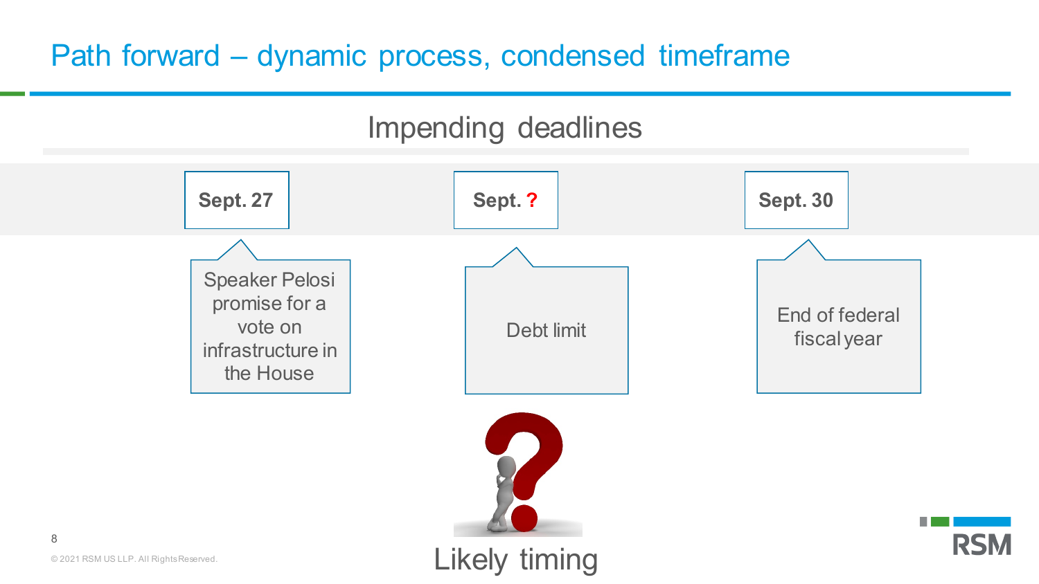# Path forward – dynamic process, condensed timeframe

## Impending deadlines

| Sept. 27 | Sept. ? | Sept. 30 |
| --- | --- | --- |
| Speaker Pelosi promise for a vote on infrastructure in the House | Debt limit | End of federal fiscal year |

Likely timing

© 2021 RSM US LLP. All Rights Reserved.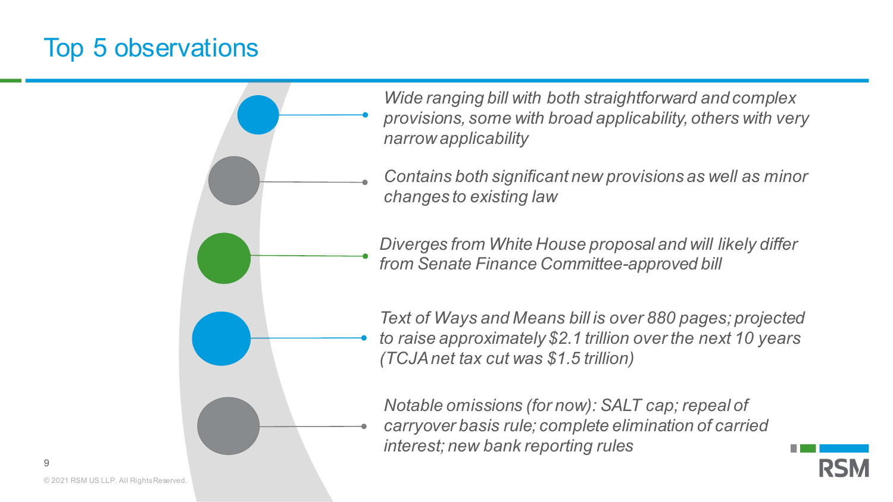# Top 5 observations

- *Wide ranging bill with both straightforward and complex provisions, some with broad applicability, others with very narrow applicability*
- *Contains both significant new provisions as well as minor changes to existing law*
- *Diverges from White House proposal and will likely differ from Senate Finance Committee-approved bill*
- *Text of Ways and Means bill is over 880 pages; projected to raise approximately $2.1 trillion over the next 10 years (TCJA net tax cut was $1.5 trillion)*
- *Notable omissions (for now): SALT cap; repeal of carryover basis rule; complete elimination of carried interest; new bank reporting rules*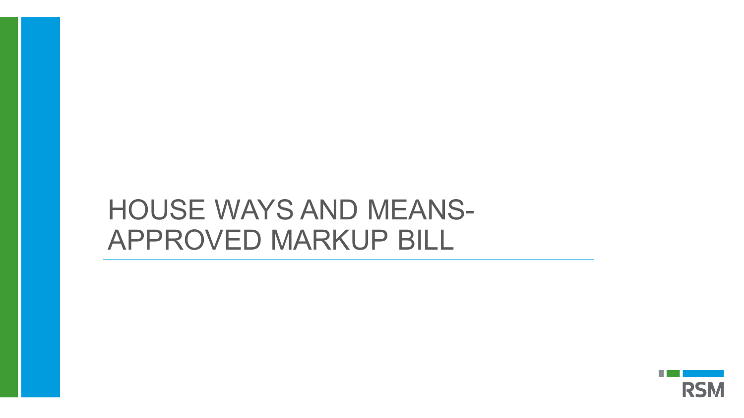# HOUSE WAYS AND MEANS-APPROVED MARKUP BILL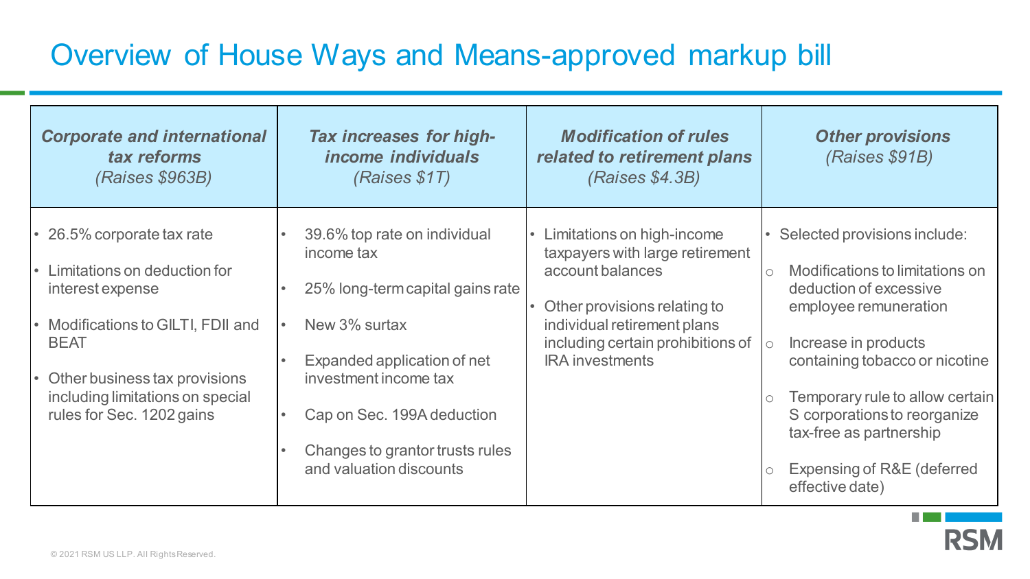# Overview of House Ways and Means-approved markup bill

| ***Corporate and international tax reforms*** *(Raises $963B)* | ***Tax increases for high-income individuals*** *(Raises $1T)* | ***Modification of rules related to retirement plans*** *(Raises $4.3B)* | ***Other provisions*** *(Raises $91B)* |
|---|---|---|---|
| • 26.5% corporate tax rate<br>• Limitations on deduction for interest expense<br>• Modifications to GILTI, FDII and BEAT<br>• Other business tax provisions including limitations on special rules for Sec. 1202 gains | • 39.6% top rate on individual income tax<br>• 25% long-term capital gains rate<br>• New 3% surtax<br>• Expanded application of net investment income tax<br>• Cap on Sec. 199A deduction<br>• Changes to grantor trusts rules and valuation discounts | • Limitations on high-income taxpayers with large retirement account balances<br>• Other provisions relating to individual retirement plans including certain prohibitions of IRA investments | • Selected provisions include:<br>○ Modifications to limitations on deduction of excessive employee remuneration<br>○ Increase in products containing tobacco or nicotine<br>○ Temporary rule to allow certain S corporations to reorganize tax-free as partnership<br>○ Expensing of R&E (deferred effective date) |

© 2021 RSM US LLP. All Rights Reserved.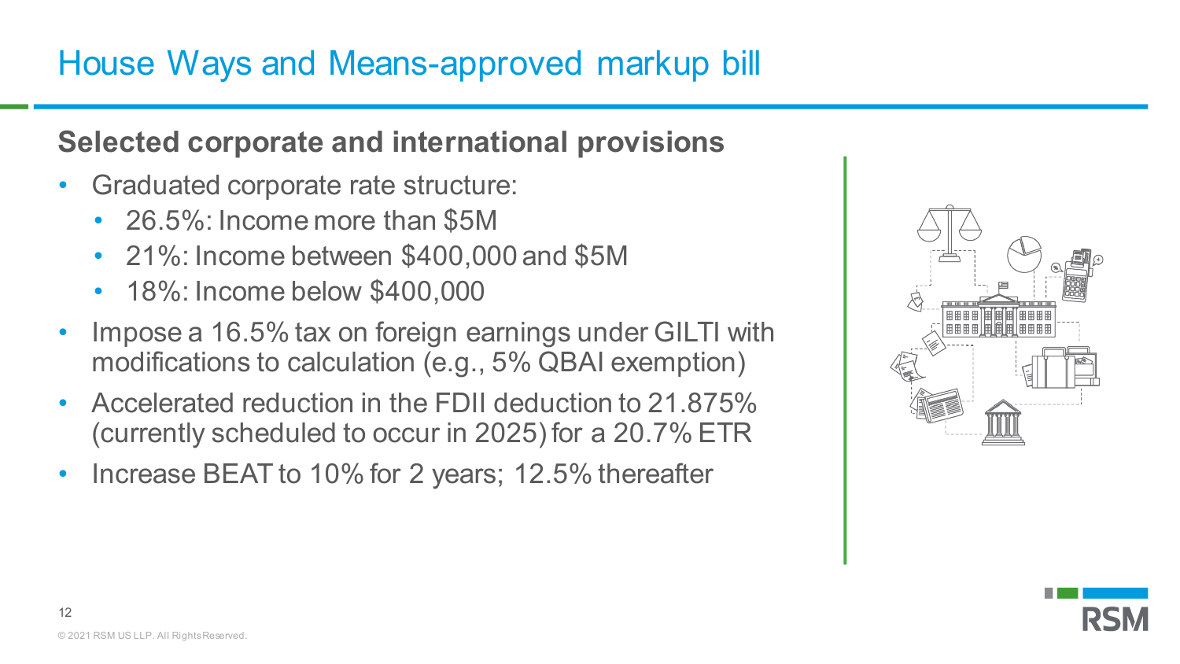# House Ways and Means-approved markup bill

## Selected corporate and international provisions

- Graduated corporate rate structure:
  - 26.5%: Income more than $5M
  - 21%: Income between $400,000 and $5M
  - 18%: Income below $400,000
- Impose a 16.5% tax on foreign earnings under GILTI with modifications to calculation (e.g., 5% QBAI exemption)
- Accelerated reduction in the FDII deduction to 21.875% (currently scheduled to occur in 2025) for a 20.7% ETR
- Increase BEAT to 10% for 2 years; 12.5% thereafter

© 2021 RSM US LLP. All Rights Reserved.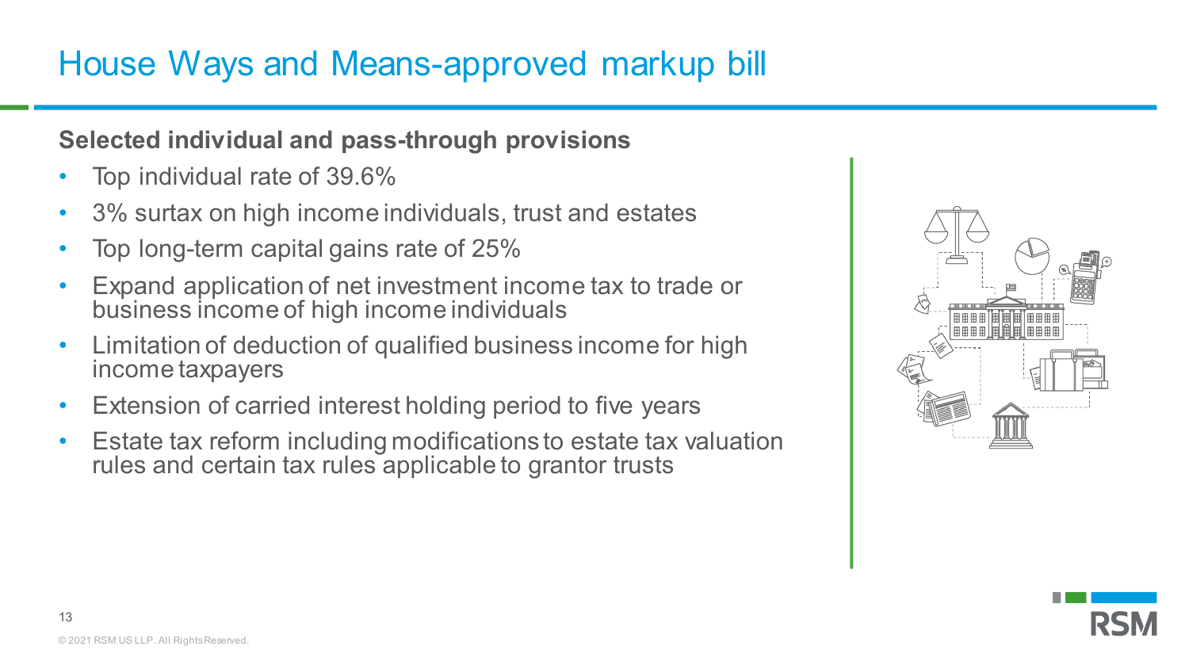# House Ways and Means-approved markup bill

**Selected individual and pass-through provisions**

- Top individual rate of 39.6%
- 3% surtax on high income individuals, trust and estates
- Top long-term capital gains rate of 25%
- Expand application of net investment income tax to trade or business income of high income individuals
- Limitation of deduction of qualified business income for high income taxpayers
- Extension of carried interest holding period to five years
- Estate tax reform including modifications to estate tax valuation rules and certain tax rules applicable to grantor trusts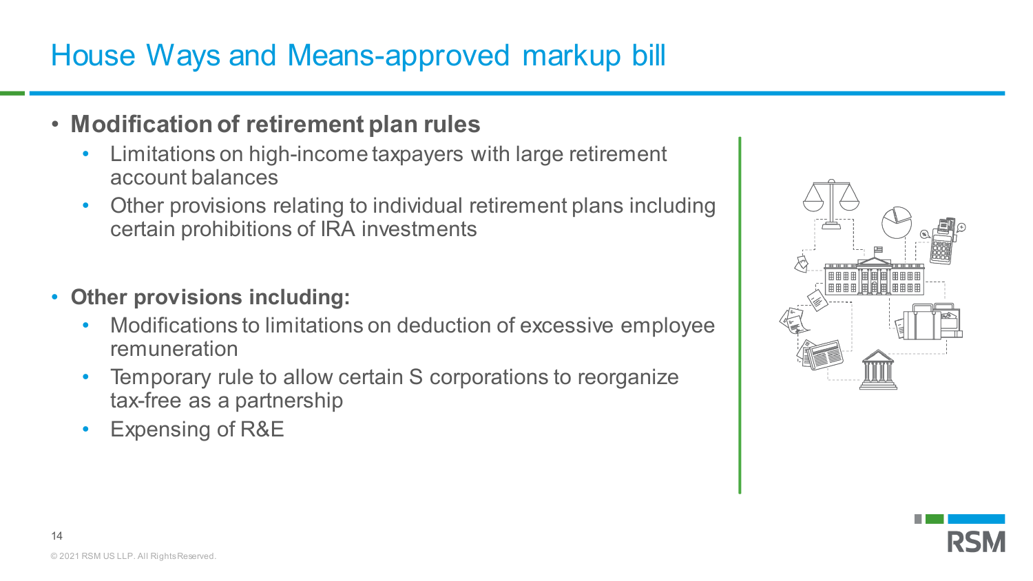# House Ways and Means-approved markup bill

- **Modification of retirement plan rules**
  - Limitations on high-income taxpayers with large retirement account balances
  - Other provisions relating to individual retirement plans including certain prohibitions of IRA investments

- **Other provisions including:**
  - Modifications to limitations on deduction of excessive employee remuneration
  - Temporary rule to allow certain S corporations to reorganize tax-free as a partnership
  - Expensing of R&E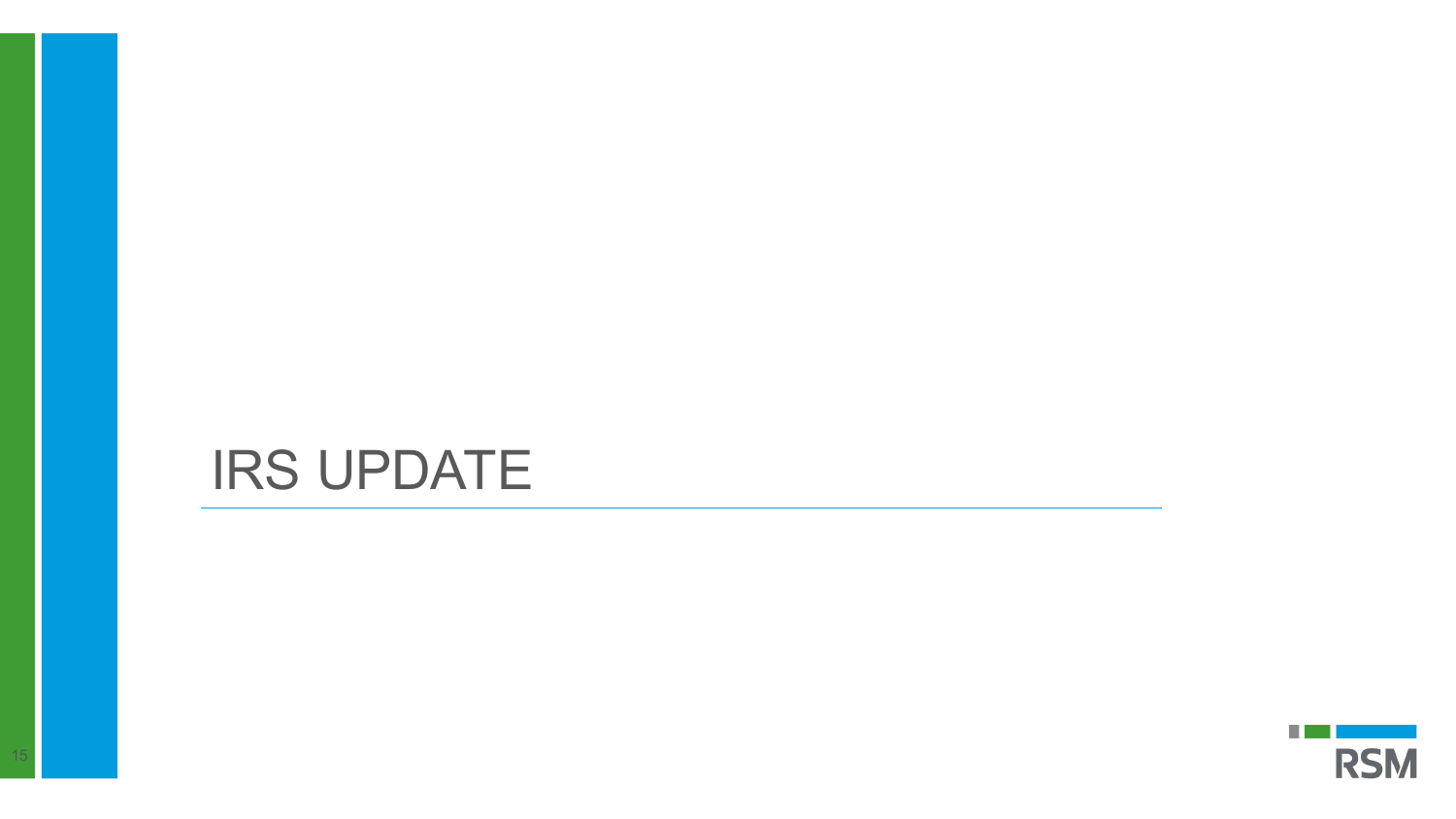# IRS UPDATE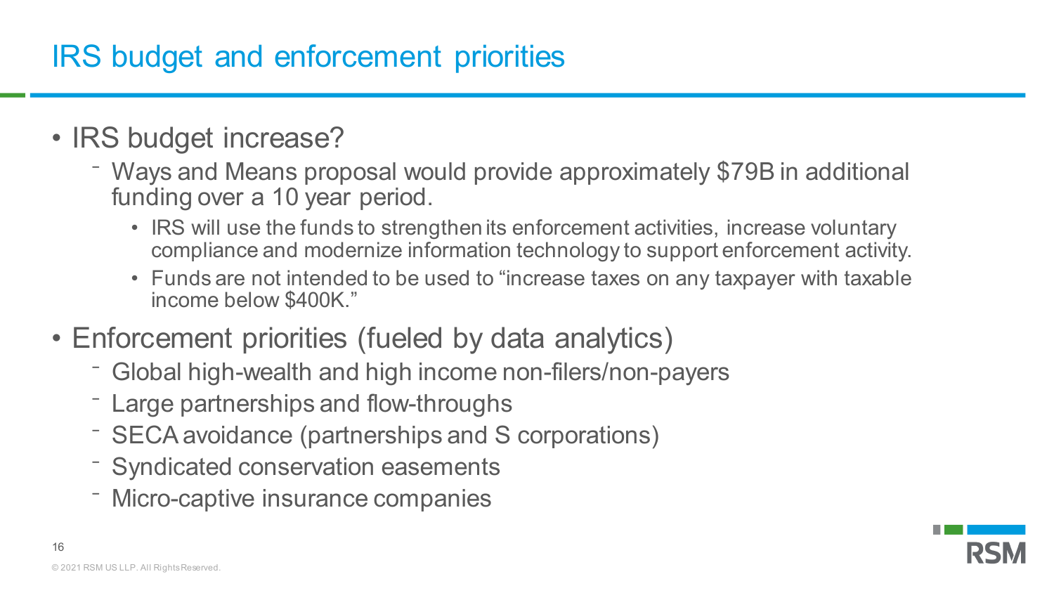# IRS budget and enforcement priorities

- IRS budget increase?
  - Ways and Means proposal would provide approximately $79B in additional funding over a 10 year period.
    - IRS will use the funds to strengthen its enforcement activities, increase voluntary compliance and modernize information technology to support enforcement activity.
    - Funds are not intended to be used to "increase taxes on any taxpayer with taxable income below $400K."
- Enforcement priorities (fueled by data analytics)
  - Global high-wealth and high income non-filers/non-payers
  - Large partnerships and flow-throughs
  - SECA avoidance (partnerships and S corporations)
  - Syndicated conservation easements
  - Micro-captive insurance companies

© 2021 RSM US LLP. All Rights Reserved.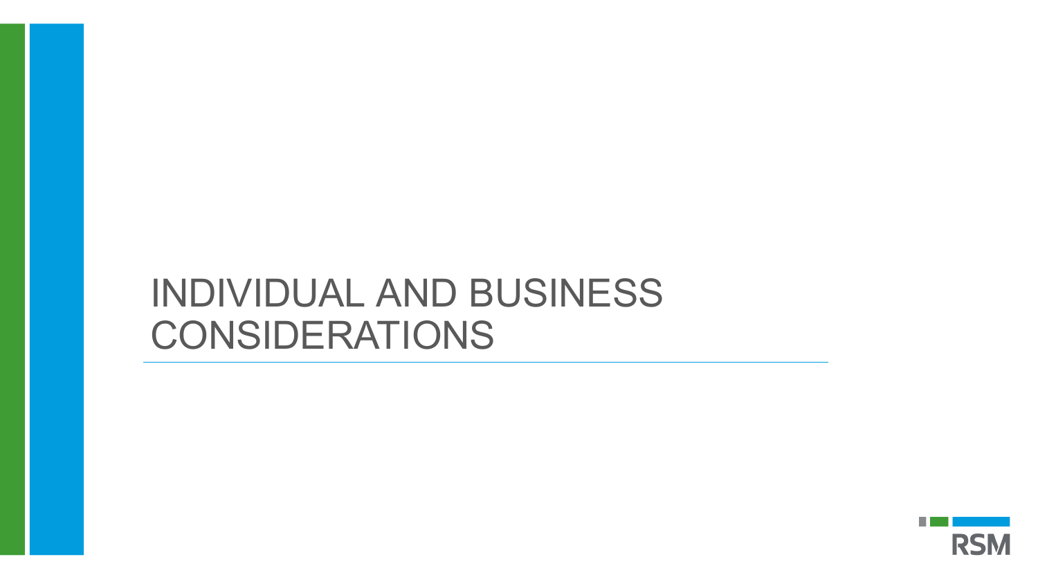# INDIVIDUAL AND BUSINESS CONSIDERATIONS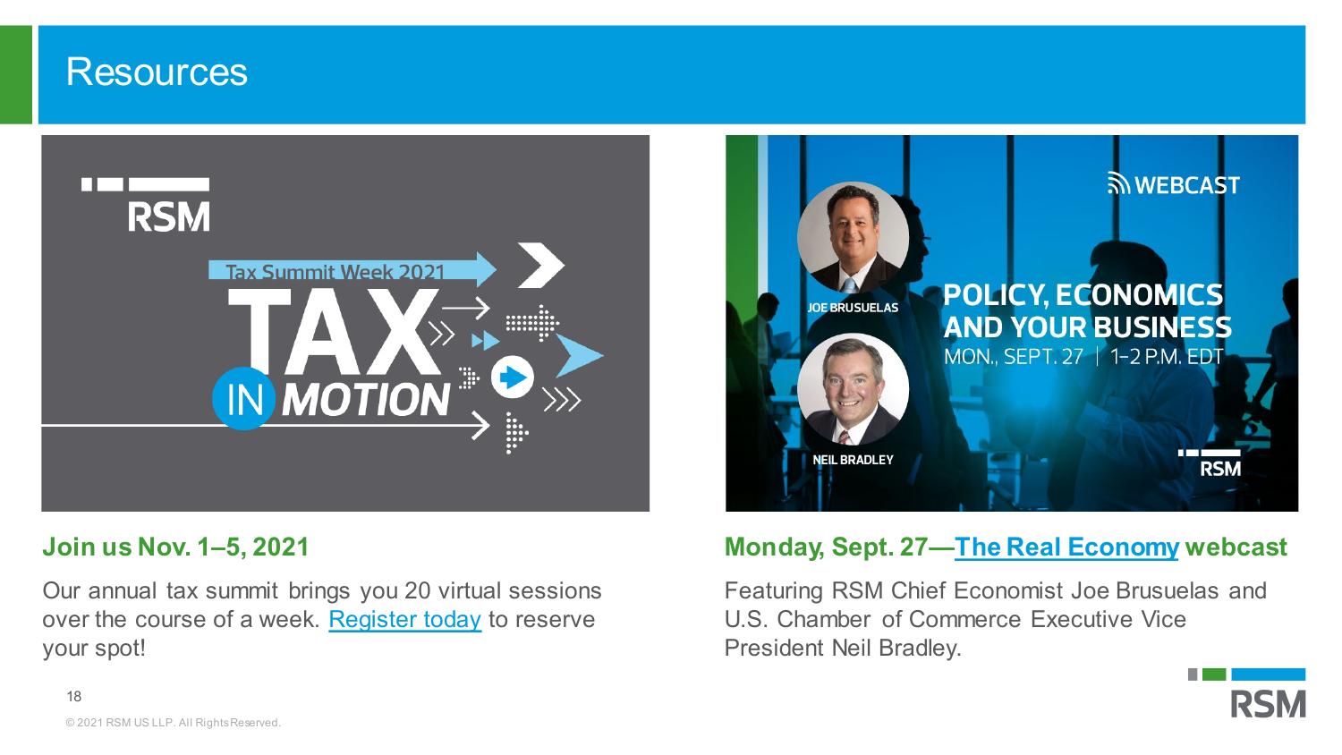# Resources

## Join us Nov. 1–5, 2021

Our annual tax summit brings you 20 virtual sessions over the course of a week. Register today to reserve your spot!

## Monday, Sept. 27—The Real Economy webcast

Featuring RSM Chief Economist Joe Brusuelas and U.S. Chamber of Commerce Executive Vice President Neil Bradley.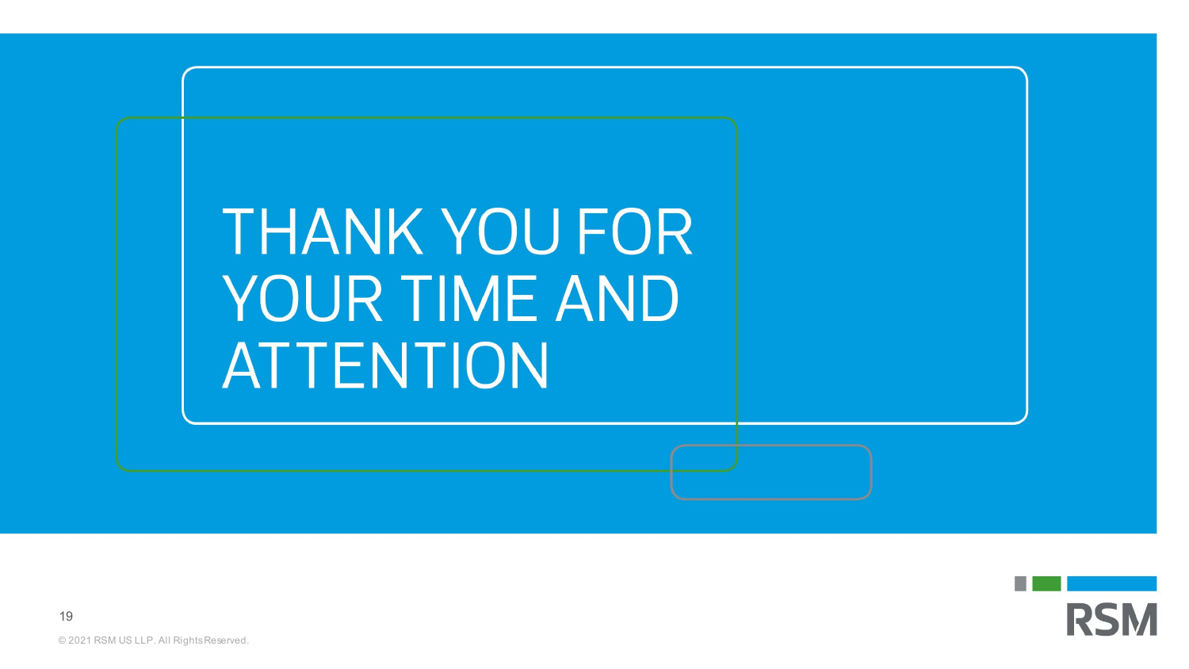# THANK YOU FOR YOUR TIME AND ATTENTION

© 2021 RSM US LLP. All Rights Reserved.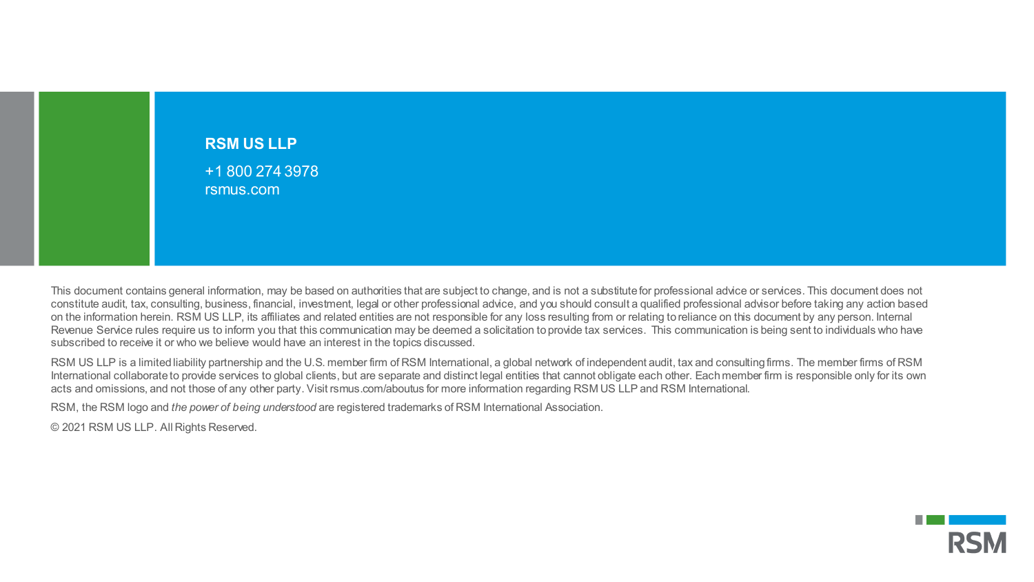**RSM US LLP**

+1 800 274 3978
rsmus.com

This document contains general information, may be based on authorities that are subject to change, and is not a substitute for professional advice or services. This document does not constitute audit, tax, consulting, business, financial, investment, legal or other professional advice, and you should consult a qualified professional advisor before taking any action based on the information herein. RSM US LLP, its affiliates and related entities are not responsible for any loss resulting from or relating to reliance on this document by any person. Internal Revenue Service rules require us to inform you that this communication may be deemed a solicitation to provide tax services. This communication is being sent to individuals who have subscribed to receive it or who we believe would have an interest in the topics discussed.

RSM US LLP is a limited liability partnership and the U.S. member firm of RSM International, a global network of independent audit, tax and consulting firms. The member firms of RSM International collaborate to provide services to global clients, but are separate and distinct legal entities that cannot obligate each other. Each member firm is responsible only for its own acts and omissions, and not those of any other party. Visit rsmus.com/aboutus for more information regarding RSM US LLP and RSM International.

RSM, the RSM logo and *the power of being understood* are registered trademarks of RSM International Association.

© 2021 RSM US LLP. All Rights Reserved.